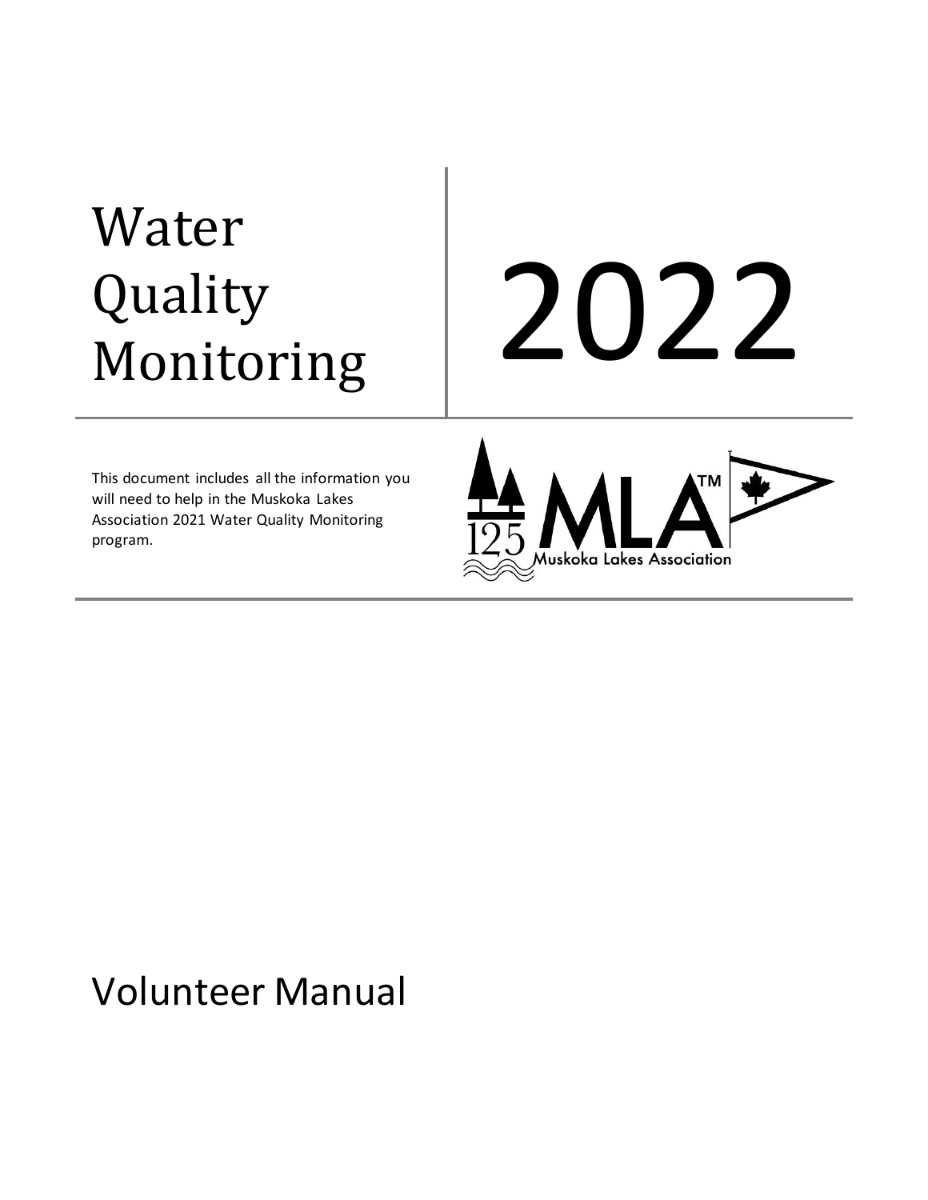# Water Quality Monitoring

# 2022

This document includes all the information you will need to help in the Muskoka Lakes Association 2021 Water Quality Monitoring program.

125 MLA™ Muskoka Lakes Association

## Volunteer Manual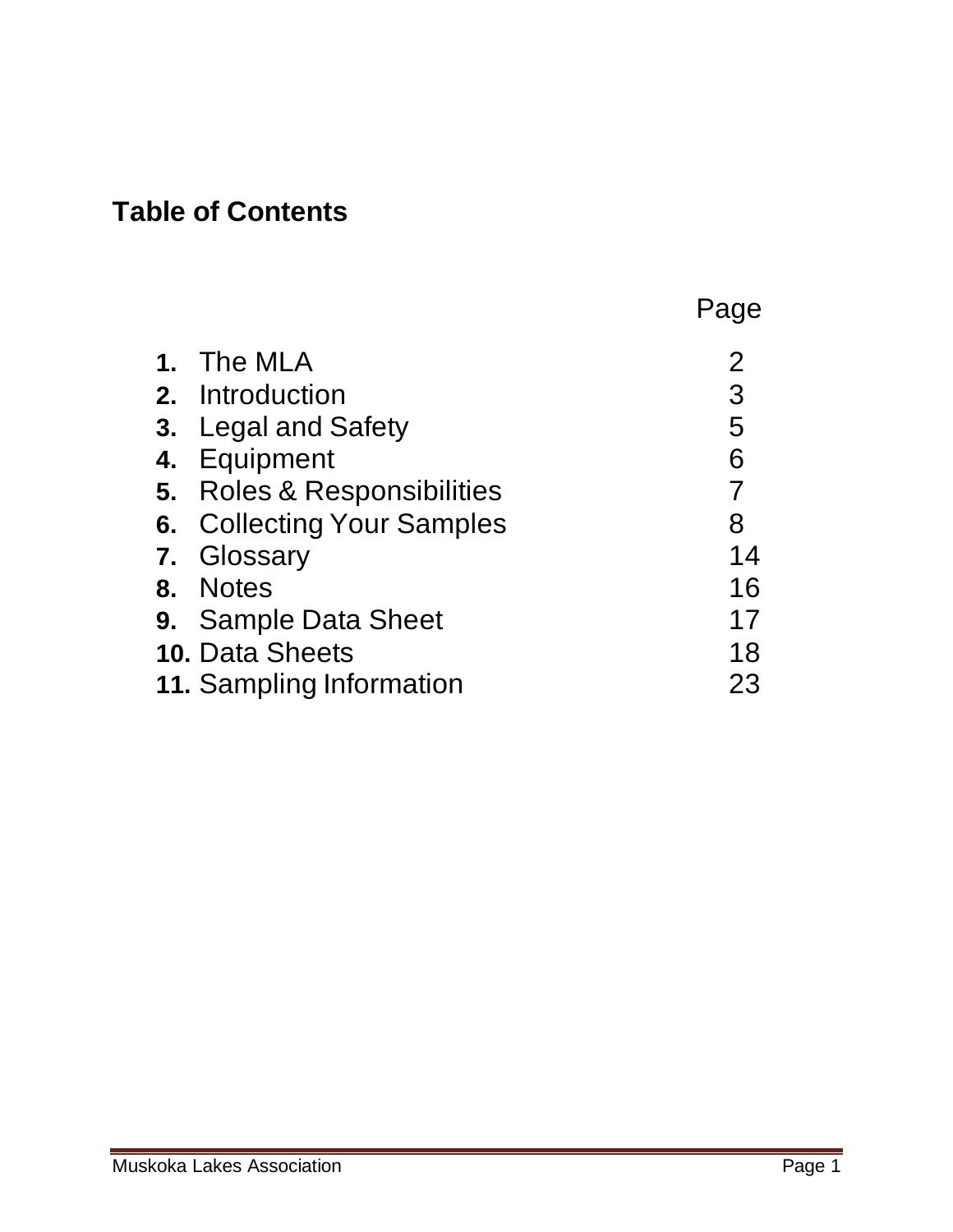## Table of Contents

| | | Page |
|---|---|---|
| **1.** | The MLA | 2 |
| **2.** | Introduction | 3 |
| **3.** | Legal and Safety | 5 |
| **4.** | Equipment | 6 |
| **5.** | Roles & Responsibilities | 7 |
| **6.** | Collecting Your Samples | 8 |
| **7.** | Glossary | 14 |
| **8.** | Notes | 16 |
| **9.** | Sample Data Sheet | 17 |
| **10.** | Data Sheets | 18 |
| **11.** | Sampling Information | 23 |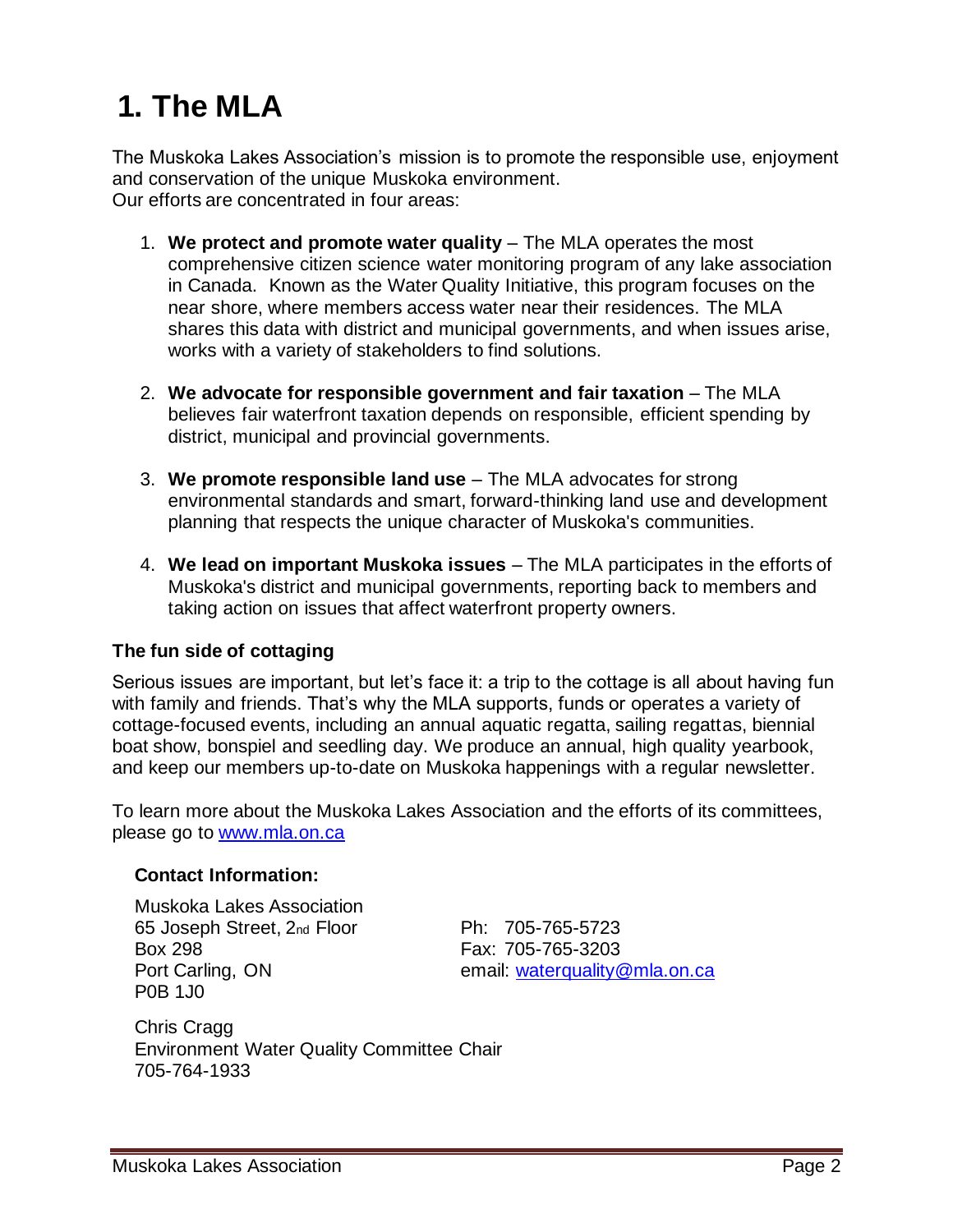# 1. The MLA

The Muskoka Lakes Association's mission is to promote the responsible use, enjoyment and conservation of the unique Muskoka environment.
Our efforts are concentrated in four areas:

1. **We protect and promote water quality** – The MLA operates the most comprehensive citizen science water monitoring program of any lake association in Canada. Known as the Water Quality Initiative, this program focuses on the near shore, where members access water near their residences. The MLA shares this data with district and municipal governments, and when issues arise, works with a variety of stakeholders to find solutions.

2. **We advocate for responsible government and fair taxation** – The MLA believes fair waterfront taxation depends on responsible, efficient spending by district, municipal and provincial governments.

3. **We promote responsible land use** – The MLA advocates for strong environmental standards and smart, forward-thinking land use and development planning that respects the unique character of Muskoka's communities.

4. **We lead on important Muskoka issues** – The MLA participates in the efforts of Muskoka's district and municipal governments, reporting back to members and taking action on issues that affect waterfront property owners.

### The fun side of cottaging

Serious issues are important, but let's face it: a trip to the cottage is all about having fun with family and friends. That's why the MLA supports, funds or operates a variety of cottage-focused events, including an annual aquatic regatta, sailing regattas, biennial boat show, bonspiel and seedling day. We produce an annual, high quality yearbook, and keep our members up-to-date on Muskoka happenings with a regular newsletter.

To learn more about the Muskoka Lakes Association and the efforts of its committees, please go to www.mla.on.ca

**Contact Information:**

Muskoka Lakes Association
65 Joseph Street, 2nd Floor
Box 298
Port Carling, ON
P0B 1J0

Ph: 705-765-5723
Fax: 705-765-3203
email: waterquality@mla.on.ca

Chris Cragg
Environment Water Quality Committee Chair
705-764-1933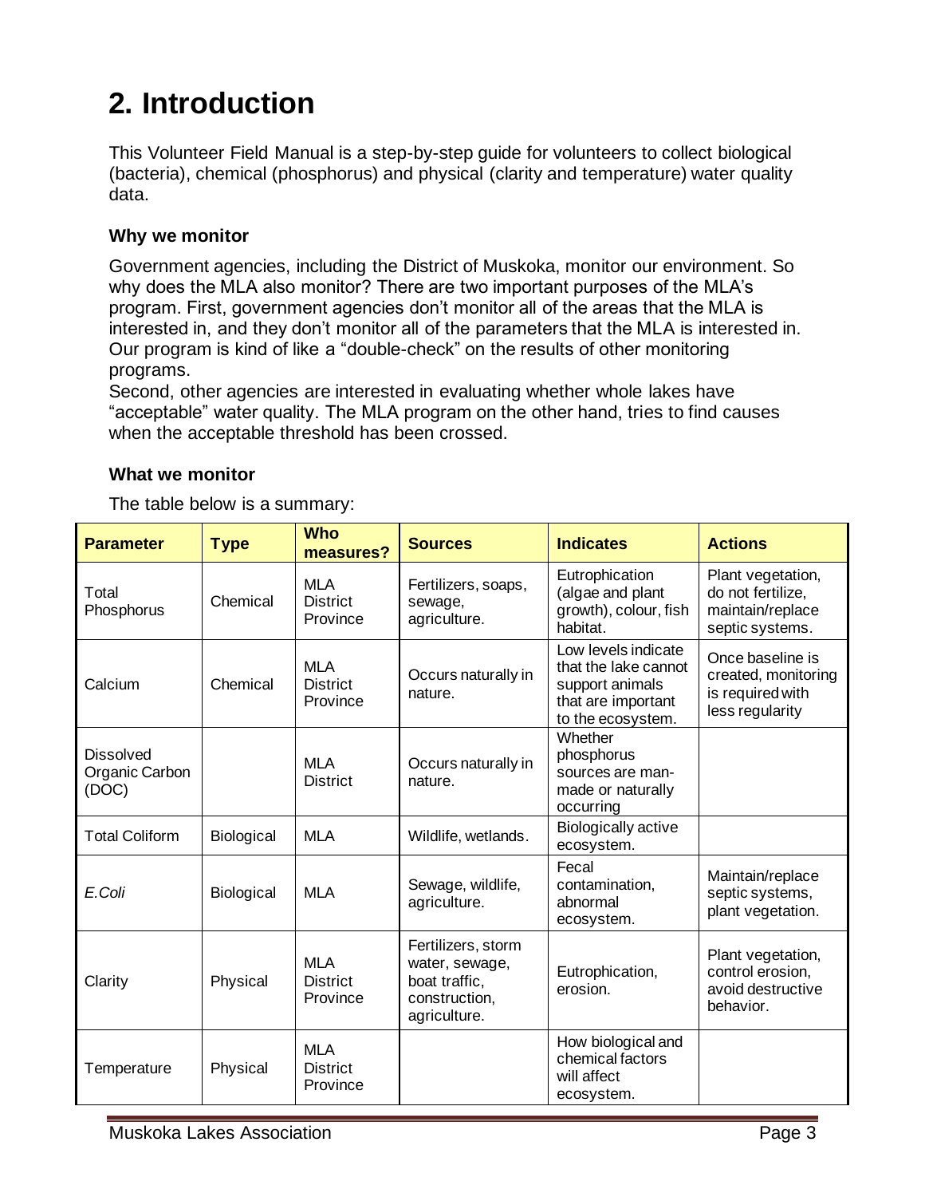# 2. Introduction

This Volunteer Field Manual is a step-by-step guide for volunteers to collect biological (bacteria), chemical (phosphorus) and physical (clarity and temperature) water quality data.

### Why we monitor

Government agencies, including the District of Muskoka, monitor our environment. So why does the MLA also monitor? There are two important purposes of the MLA's program. First, government agencies don't monitor all of the areas that the MLA is interested in, and they don't monitor all of the parameters that the MLA is interested in. Our program is kind of like a "double-check" on the results of other monitoring programs.

Second, other agencies are interested in evaluating whether whole lakes have "acceptable" water quality. The MLA program on the other hand, tries to find causes when the acceptable threshold has been crossed.

### What we monitor

The table below is a summary:

| Parameter | Type | Who measures? | Sources | Indicates | Actions |
|---|---|---|---|---|---|
| Total Phosphorus | Chemical | MLA District Province | Fertilizers, soaps, sewage, agriculture. | Eutrophication (algae and plant growth), colour, fish habitat. | Plant vegetation, do not fertilize, maintain/replace septic systems. |
| Calcium | Chemical | MLA District Province | Occurs naturally in nature. | Low levels indicate that the lake cannot support animals that are important to the ecosystem. | Once baseline is created, monitoring is required with less regularity |
| Dissolved Organic Carbon (DOC) | | MLA District | Occurs naturally in nature. | Whether phosphorus sources are man-made or naturally occurring | |
| Total Coliform | Biological | MLA | Wildlife, wetlands. | Biologically active ecosystem. | |
| *E.Coli* | Biological | MLA | Sewage, wildlife, agriculture. | Fecal contamination, abnormal ecosystem. | Maintain/replace septic systems, plant vegetation. |
| Clarity | Physical | MLA District Province | Fertilizers, storm water, sewage, boat traffic, construction, agriculture. | Eutrophication, erosion. | Plant vegetation, control erosion, avoid destructive behavior. |
| Temperature | Physical | MLA District Province | | How biological and chemical factors will affect ecosystem. | |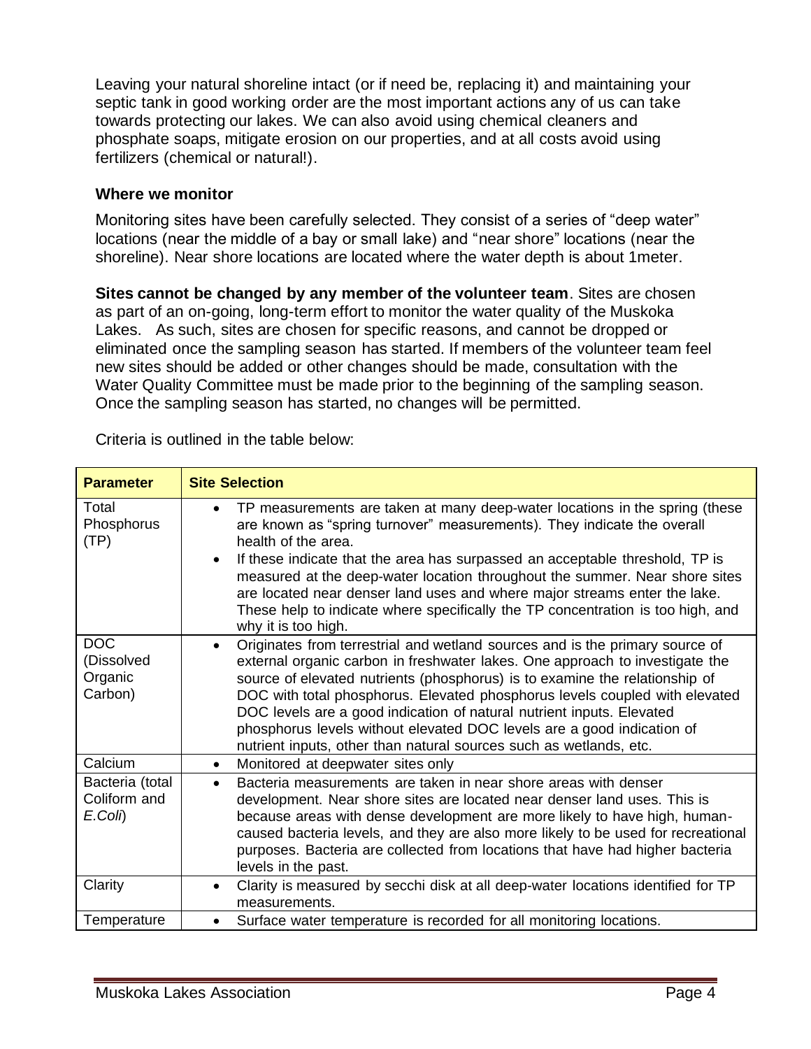Leaving your natural shoreline intact (or if need be, replacing it) and maintaining your septic tank in good working order are the most important actions any of us can take towards protecting our lakes. We can also avoid using chemical cleaners and phosphate soaps, mitigate erosion on our properties, and at all costs avoid using fertilizers (chemical or natural!).

### Where we monitor

Monitoring sites have been carefully selected. They consist of a series of "deep water" locations (near the middle of a bay or small lake) and "near shore" locations (near the shoreline). Near shore locations are located where the water depth is about 1meter.

**Sites cannot be changed by any member of the volunteer team**. Sites are chosen as part of an on-going, long-term effort to monitor the water quality of the Muskoka Lakes. As such, sites are chosen for specific reasons, and cannot be dropped or eliminated once the sampling season has started. If members of the volunteer team feel new sites should be added or other changes should be made, consultation with the Water Quality Committee must be made prior to the beginning of the sampling season. Once the sampling season has started, no changes will be permitted.

Criteria is outlined in the table below:

| Parameter | Site Selection |
|---|---|
| Total Phosphorus (TP) | • TP measurements are taken at many deep-water locations in the spring (these are known as "spring turnover" measurements). They indicate the overall health of the area.<br>• If these indicate that the area has surpassed an acceptable threshold, TP is measured at the deep-water location throughout the summer. Near shore sites are located near denser land uses and where major streams enter the lake. These help to indicate where specifically the TP concentration is too high, and why it is too high. |
| DOC (Dissolved Organic Carbon) | • Originates from terrestrial and wetland sources and is the primary source of external organic carbon in freshwater lakes. One approach to investigate the source of elevated nutrients (phosphorus) is to examine the relationship of DOC with total phosphorus. Elevated phosphorus levels coupled with elevated DOC levels are a good indication of natural nutrient inputs. Elevated phosphorus levels without elevated DOC levels are a good indication of nutrient inputs, other than natural sources such as wetlands, etc. |
| Calcium | • Monitored at deepwater sites only |
| Bacteria (total Coliform and *E.Coli*) | • Bacteria measurements are taken in near shore areas with denser development. Near shore sites are located near denser land uses. This is because areas with dense development are more likely to have high, human-caused bacteria levels, and they are also more likely to be used for recreational purposes. Bacteria are collected from locations that have had higher bacteria levels in the past. |
| Clarity | • Clarity is measured by secchi disk at all deep-water locations identified for TP measurements. |
| Temperature | • Surface water temperature is recorded for all monitoring locations. |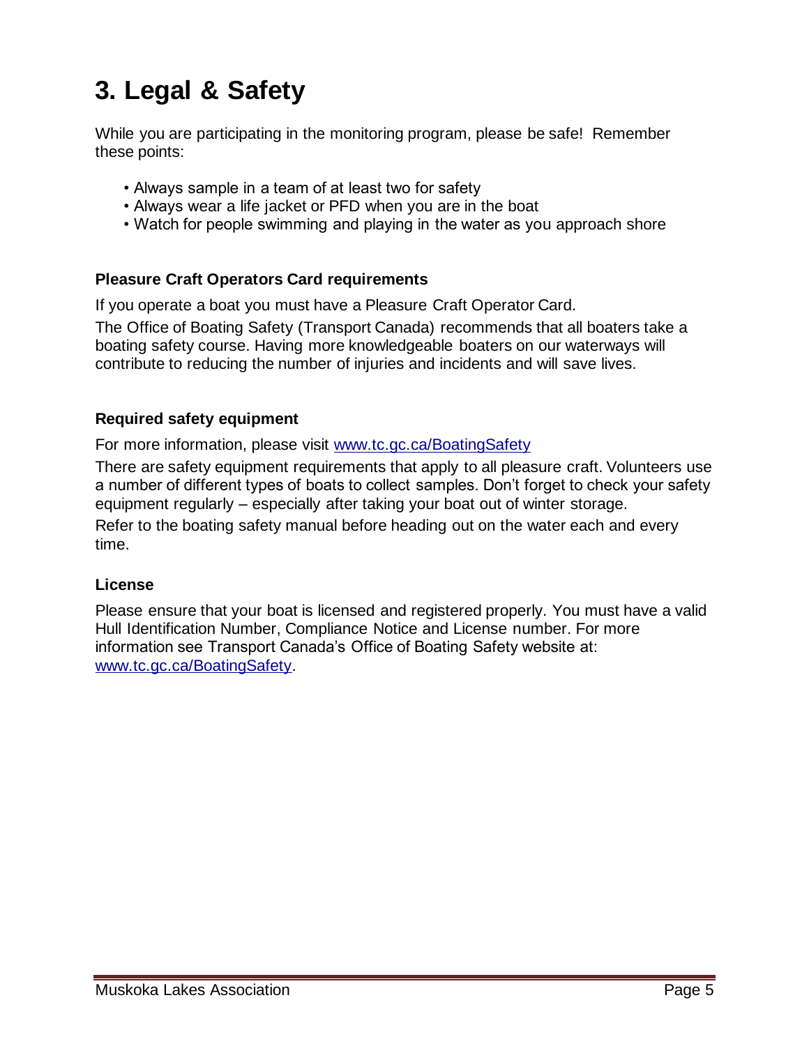# 3. Legal & Safety

While you are participating in the monitoring program, please be safe! Remember these points:

- Always sample in a team of at least two for safety
- Always wear a life jacket or PFD when you are in the boat
- Watch for people swimming and playing in the water as you approach shore

### Pleasure Craft Operators Card requirements

If you operate a boat you must have a Pleasure Craft Operator Card.

The Office of Boating Safety (Transport Canada) recommends that all boaters take a boating safety course. Having more knowledgeable boaters on our waterways will contribute to reducing the number of injuries and incidents and will save lives.

### Required safety equipment

For more information, please visit [www.tc.gc.ca/BoatingSafety](http://www.tc.gc.ca/BoatingSafety)

There are safety equipment requirements that apply to all pleasure craft. Volunteers use a number of different types of boats to collect samples. Don't forget to check your safety equipment regularly – especially after taking your boat out of winter storage.

Refer to the boating safety manual before heading out on the water each and every time.

### License

Please ensure that your boat is licensed and registered properly. You must have a valid Hull Identification Number, Compliance Notice and License number. For more information see Transport Canada's Office of Boating Safety website at: [www.tc.gc.ca/BoatingSafety](http://www.tc.gc.ca/BoatingSafety).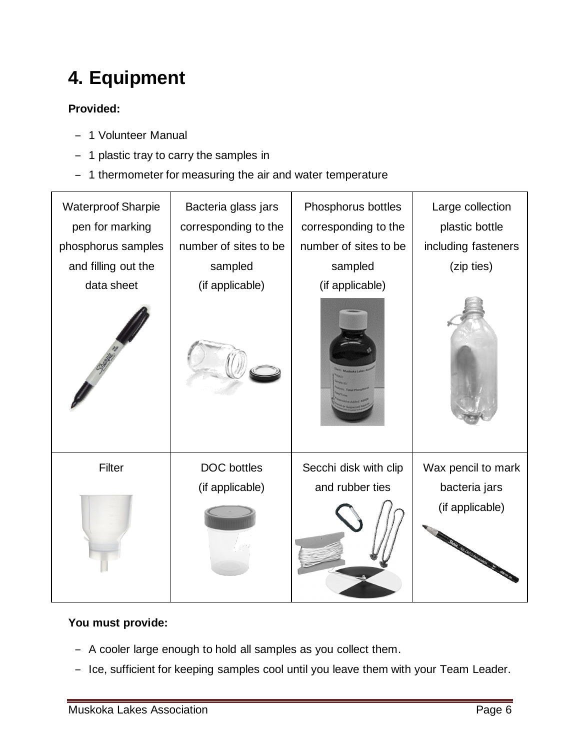# 4. Equipment

**Provided:**

- 1 Volunteer Manual
- 1 plastic tray to carry the samples in
- 1 thermometer for measuring the air and water temperature

| Waterproof Sharpie pen for marking phosphorus samples and filling out the data sheet | Bacteria glass jars corresponding to the number of sites to be sampled (if applicable) | Phosphorus bottles corresponding to the number of sites to be sampled (if applicable) | Large collection plastic bottle including fasteners (zip ties) |
| --- | --- | --- | --- |
| Filter | DOC bottles (if applicable) | Secchi disk with clip and rubber ties | Wax pencil to mark bacteria jars (if applicable) |

**You must provide:**

- A cooler large enough to hold all samples as you collect them.
- Ice, sufficient for keeping samples cool until you leave them with your Team Leader.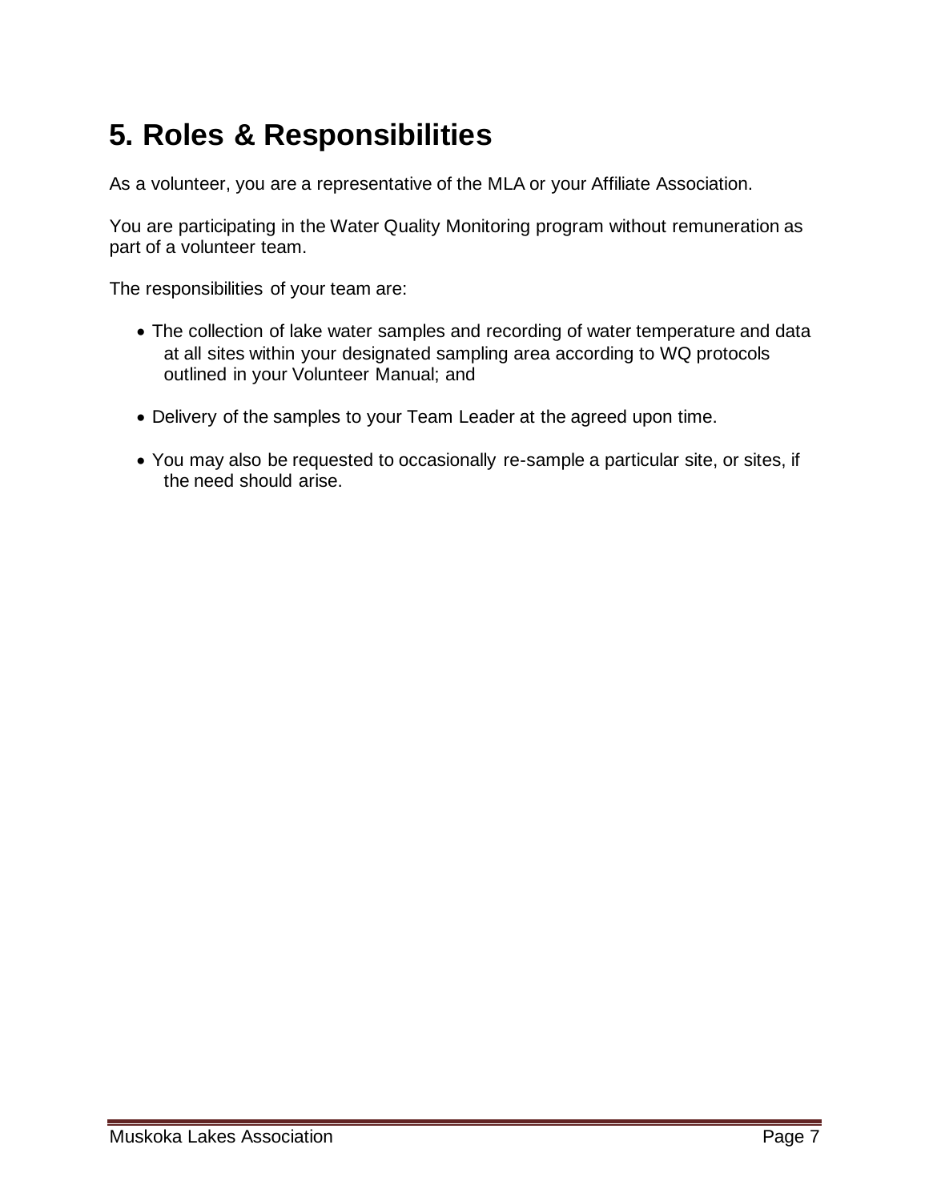# 5. Roles & Responsibilities

As a volunteer, you are a representative of the MLA or your Affiliate Association.

You are participating in the Water Quality Monitoring program without remuneration as part of a volunteer team.

The responsibilities of your team are:

- The collection of lake water samples and recording of water temperature and data at all sites within your designated sampling area according to WQ protocols outlined in your Volunteer Manual; and
- Delivery of the samples to your Team Leader at the agreed upon time.
- You may also be requested to occasionally re-sample a particular site, or sites, if the need should arise.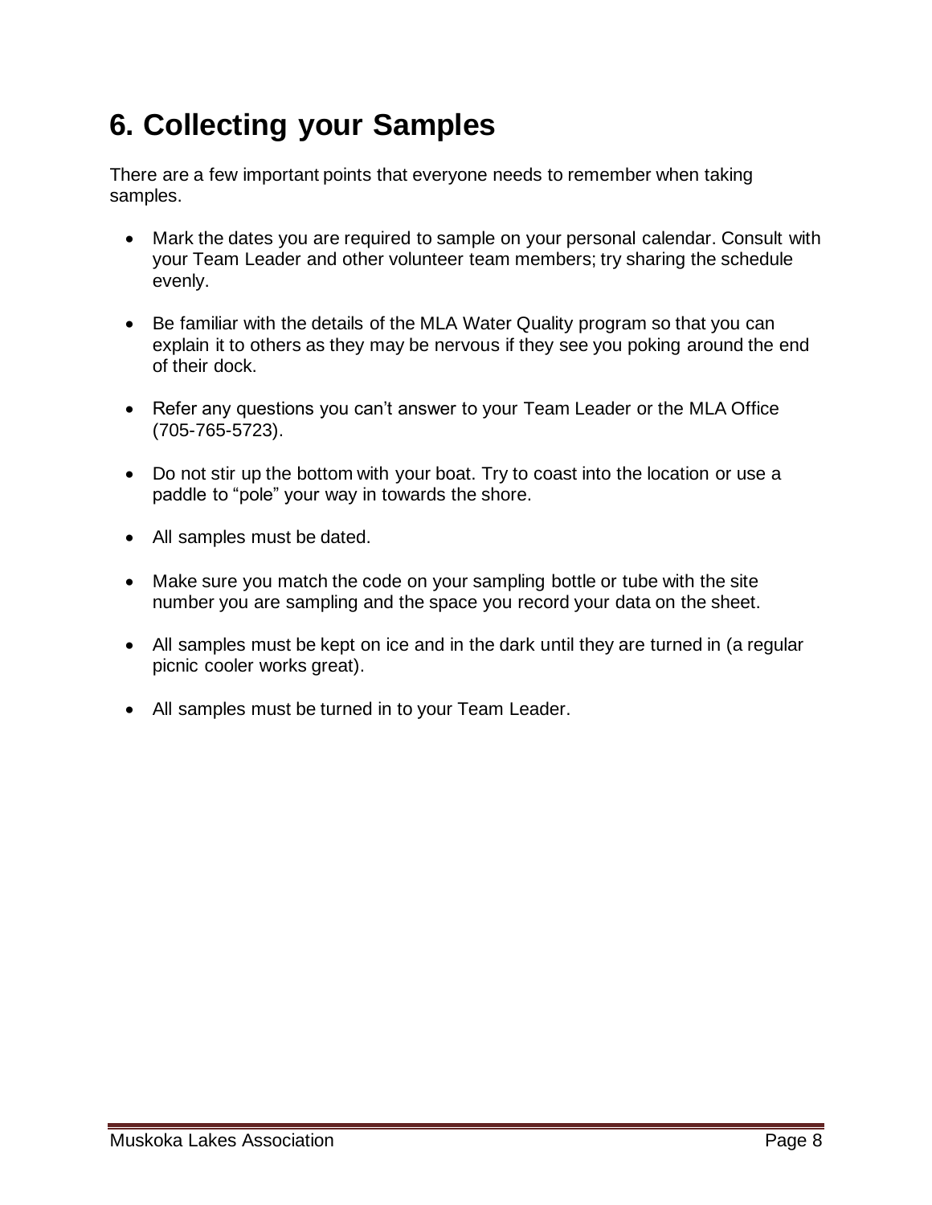# 6. Collecting your Samples

There are a few important points that everyone needs to remember when taking samples.

- Mark the dates you are required to sample on your personal calendar. Consult with your Team Leader and other volunteer team members; try sharing the schedule evenly.
- Be familiar with the details of the MLA Water Quality program so that you can explain it to others as they may be nervous if they see you poking around the end of their dock.
- Refer any questions you can't answer to your Team Leader or the MLA Office (705-765-5723).
- Do not stir up the bottom with your boat. Try to coast into the location or use a paddle to "pole" your way in towards the shore.
- All samples must be dated.
- Make sure you match the code on your sampling bottle or tube with the site number you are sampling and the space you record your data on the sheet.
- All samples must be kept on ice and in the dark until they are turned in (a regular picnic cooler works great).
- All samples must be turned in to your Team Leader.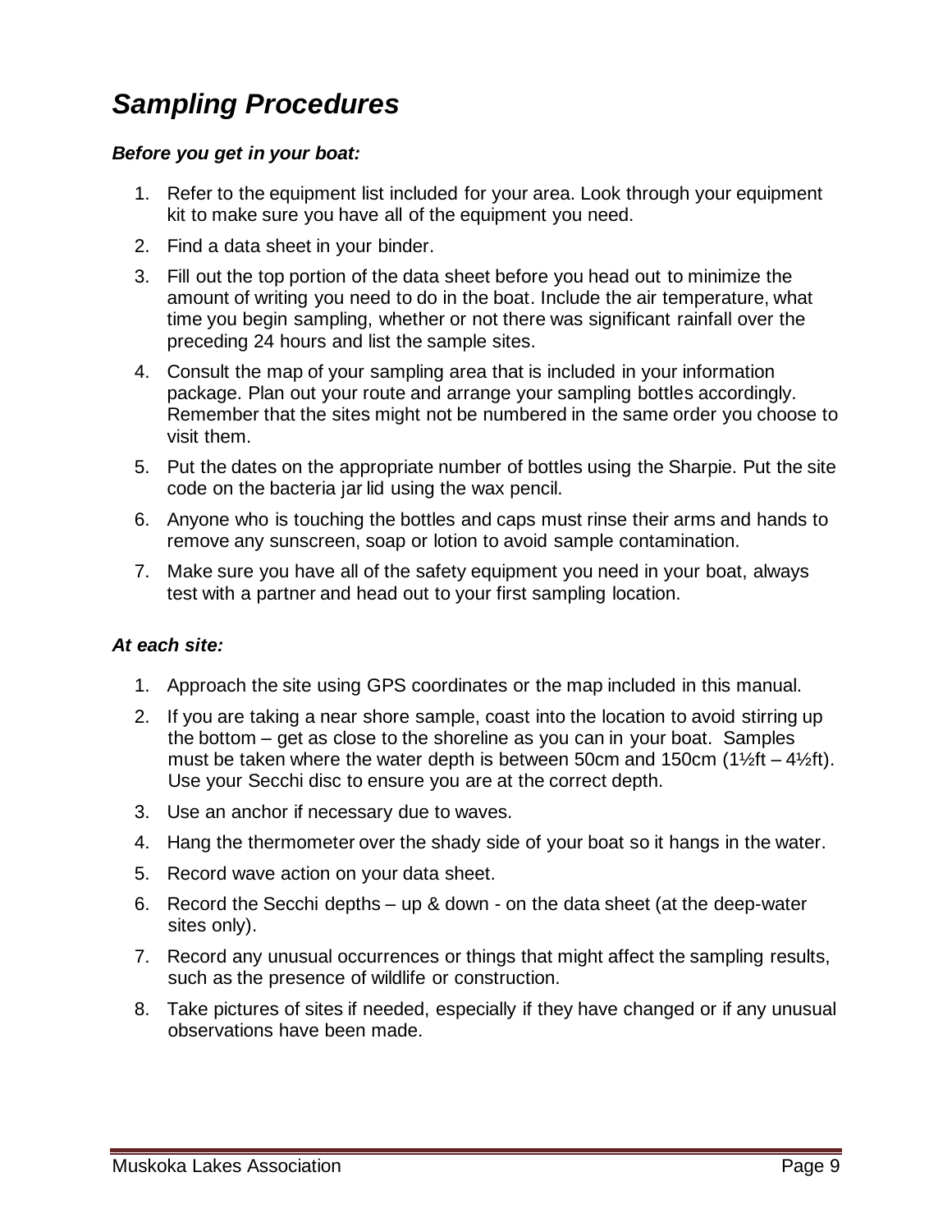# *Sampling Procedures*

***Before you get in your boat:***

1. Refer to the equipment list included for your area. Look through your equipment kit to make sure you have all of the equipment you need.
2. Find a data sheet in your binder.
3. Fill out the top portion of the data sheet before you head out to minimize the amount of writing you need to do in the boat. Include the air temperature, what time you begin sampling, whether or not there was significant rainfall over the preceding 24 hours and list the sample sites.
4. Consult the map of your sampling area that is included in your information package. Plan out your route and arrange your sampling bottles accordingly. Remember that the sites might not be numbered in the same order you choose to visit them.
5. Put the dates on the appropriate number of bottles using the Sharpie. Put the site code on the bacteria jar lid using the wax pencil.
6. Anyone who is touching the bottles and caps must rinse their arms and hands to remove any sunscreen, soap or lotion to avoid sample contamination.
7. Make sure you have all of the safety equipment you need in your boat, always test with a partner and head out to your first sampling location.

***At each site:***

1. Approach the site using GPS coordinates or the map included in this manual.
2. If you are taking a near shore sample, coast into the location to avoid stirring up the bottom – get as close to the shoreline as you can in your boat. Samples must be taken where the water depth is between 50cm and 150cm (1½ft – 4½ft). Use your Secchi disc to ensure you are at the correct depth.
3. Use an anchor if necessary due to waves.
4. Hang the thermometer over the shady side of your boat so it hangs in the water.
5. Record wave action on your data sheet.
6. Record the Secchi depths – up & down - on the data sheet (at the deep-water sites only).
7. Record any unusual occurrences or things that might affect the sampling results, such as the presence of wildlife or construction.
8. Take pictures of sites if needed, especially if they have changed or if any unusual observations have been made.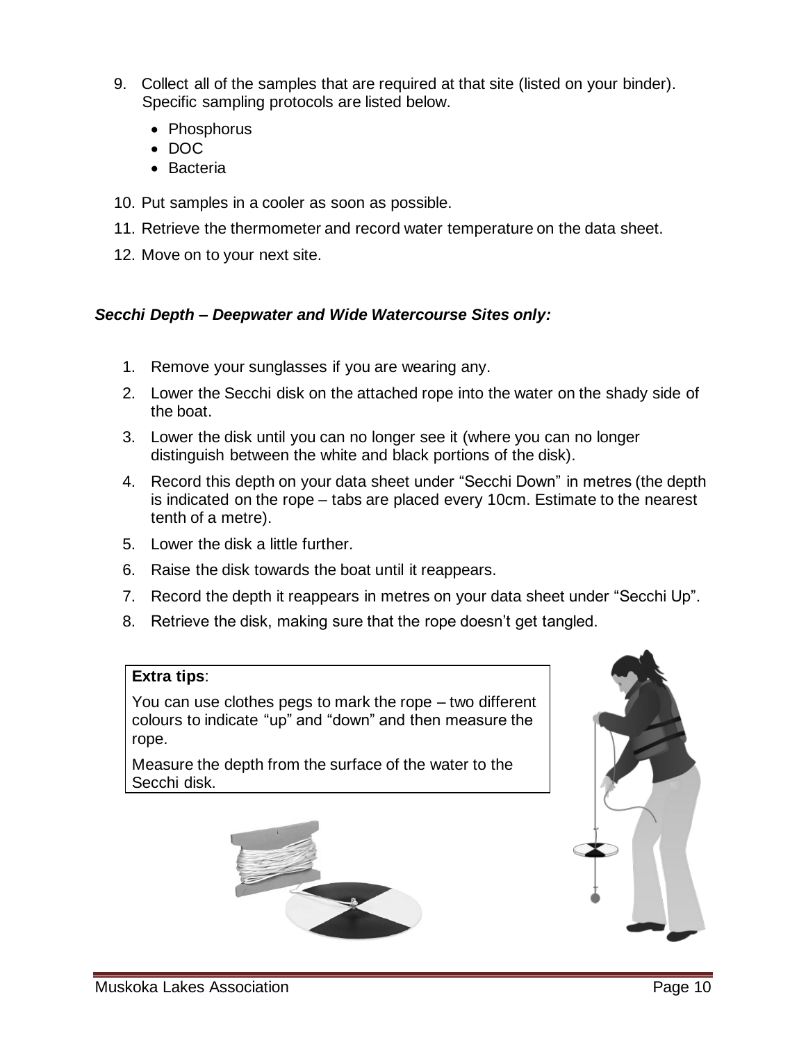9. Collect all of the samples that are required at that site (listed on your binder). Specific sampling protocols are listed below.
   - Phosphorus
   - DOC
   - Bacteria
10. Put samples in a cooler as soon as possible.
11. Retrieve the thermometer and record water temperature on the data sheet.
12. Move on to your next site.

### *Secchi Depth – Deepwater and Wide Watercourse Sites only:*

1. Remove your sunglasses if you are wearing any.
2. Lower the Secchi disk on the attached rope into the water on the shady side of the boat.
3. Lower the disk until you can no longer see it (where you can no longer distinguish between the white and black portions of the disk).
4. Record this depth on your data sheet under “Secchi Down” in metres (the depth is indicated on the rope – tabs are placed every 10cm. Estimate to the nearest tenth of a metre).
5. Lower the disk a little further.
6. Raise the disk towards the boat until it reappears.
7. Record the depth it reappears in metres on your data sheet under “Secchi Up”.
8. Retrieve the disk, making sure that the rope doesn’t get tangled.

**Extra tips**:

You can use clothes pegs to mark the rope – two different colours to indicate “up” and “down” and then measure the rope.

Measure the depth from the surface of the water to the Secchi disk.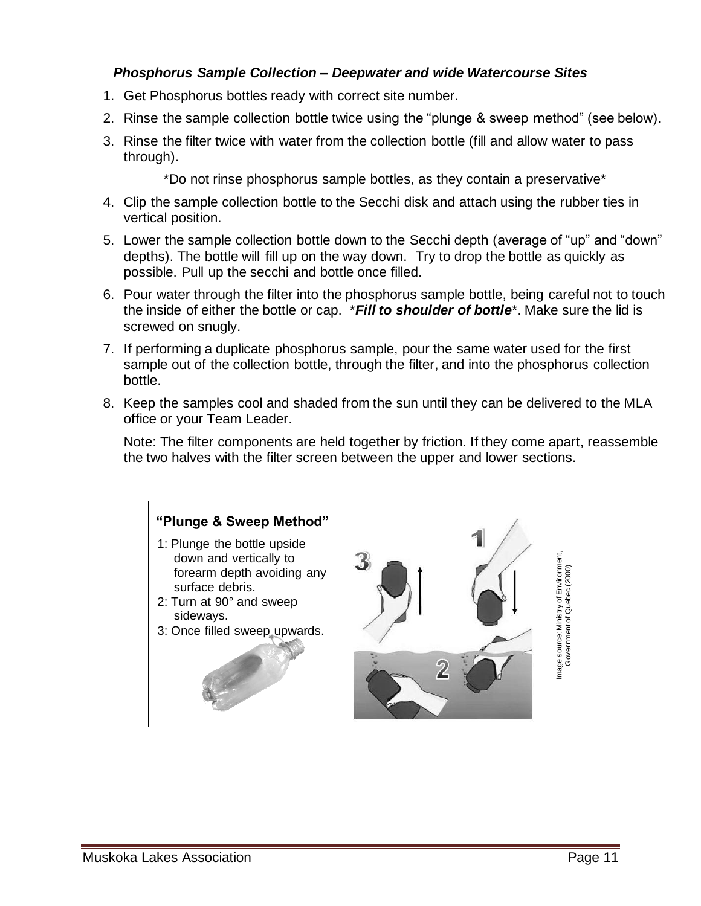### *Phosphorus Sample Collection – Deepwater and wide Watercourse Sites*

1. Get Phosphorus bottles ready with correct site number.
2. Rinse the sample collection bottle twice using the "plunge & sweep method" (see below).
3. Rinse the filter twice with water from the collection bottle (fill and allow water to pass through).

   *Do not rinse phosphorus sample bottles, as they contain a preservative*

4. Clip the sample collection bottle to the Secchi disk and attach using the rubber ties in vertical position.
5. Lower the sample collection bottle down to the Secchi depth (average of "up" and "down" depths). The bottle will fill up on the way down. Try to drop the bottle as quickly as possible. Pull up the secchi and bottle once filled.
6. Pour water through the filter into the phosphorus sample bottle, being careful not to touch the inside of either the bottle or cap. ****Fill to shoulder of bottle****. Make sure the lid is screwed on snugly.
7. If performing a duplicate phosphorus sample, pour the same water used for the first sample out of the collection bottle, through the filter, and into the phosphorus collection bottle.
8. Keep the samples cool and shaded from the sun until they can be delivered to the MLA office or your Team Leader.

   Note: The filter components are held together by friction. If they come apart, reassemble the two halves with the filter screen between the upper and lower sections.

**"Plunge & Sweep Method"**

1: Plunge the bottle upside down and vertically to forearm depth avoiding any surface debris.
2: Turn at 90° and sweep sideways.
3: Once filled sweep upwards.

Image source: Ministry of Environment, Government of Quebec (2000)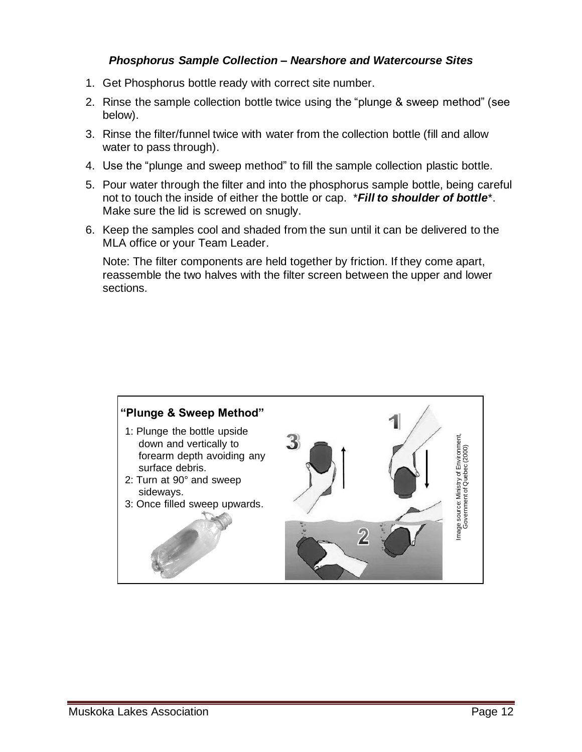### ***Phosphorus Sample Collection – Nearshore and Watercourse Sites***

1. Get Phosphorus bottle ready with correct site number.
2. Rinse the sample collection bottle twice using the "plunge & sweep method" (see below).
3. Rinse the filter/funnel twice with water from the collection bottle (fill and allow water to pass through).
4. Use the "plunge and sweep method" to fill the sample collection plastic bottle.
5. Pour water through the filter and into the phosphorus sample bottle, being careful not to touch the inside of either the bottle or cap. ****Fill to shoulder of bottle****. Make sure the lid is screwed on snugly.
6. Keep the samples cool and shaded from the sun until it can be delivered to the MLA office or your Team Leader.

   Note: The filter components are held together by friction. If they come apart, reassemble the two halves with the filter screen between the upper and lower sections.

**"Plunge & Sweep Method"**

1: Plunge the bottle upside down and vertically to forearm depth avoiding any surface debris.
2: Turn at 90° and sweep sideways.
3: Once filled sweep upwards.

Image source: Ministry of Environment, Government of Quebec (2000)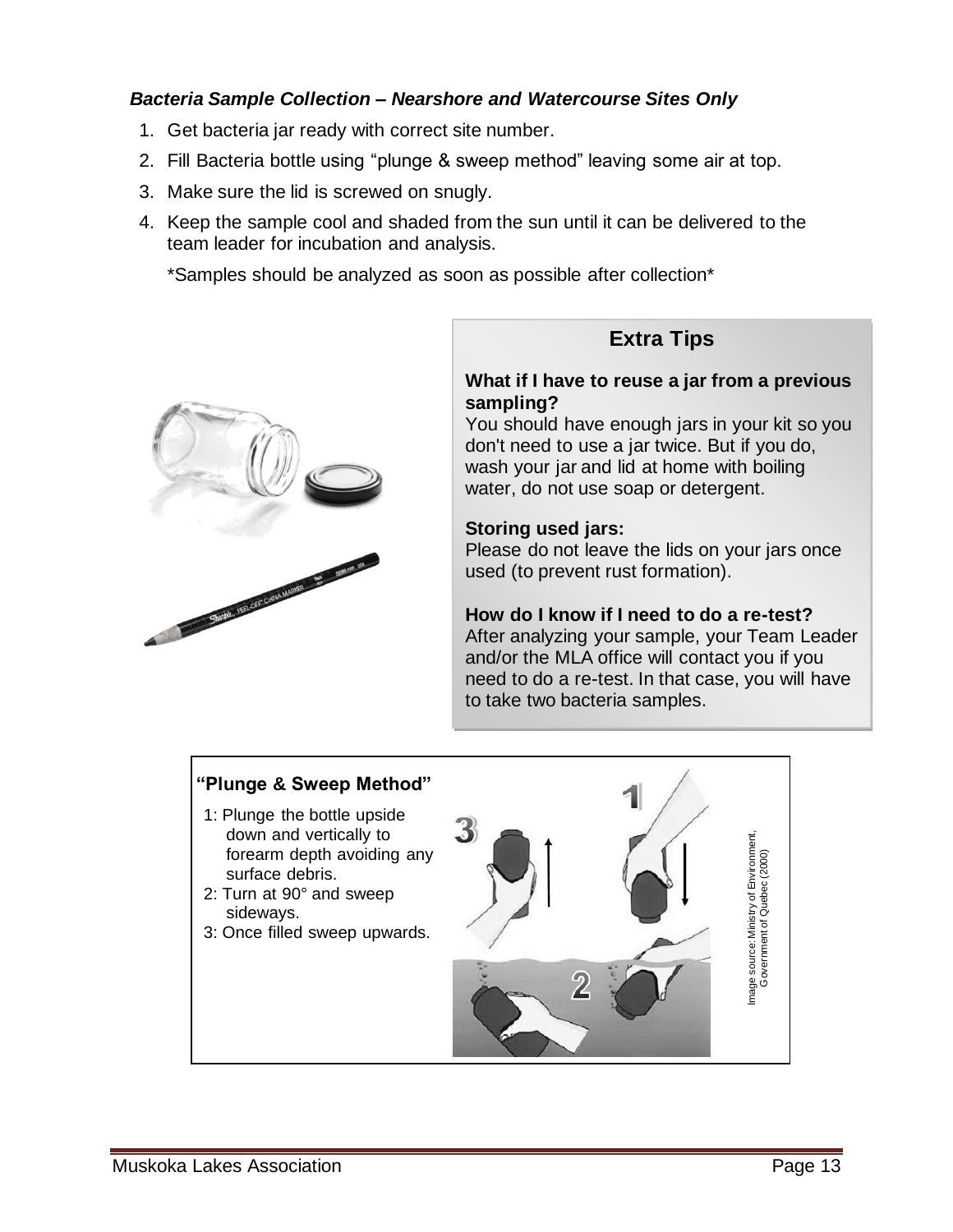### *Bacteria Sample Collection – Nearshore and Watercourse Sites Only*

1. Get bacteria jar ready with correct site number.
2. Fill Bacteria bottle using "plunge & sweep method" leaving some air at top.
3. Make sure the lid is screwed on snugly.
4. Keep the sample cool and shaded from the sun until it can be delivered to the team leader for incubation and analysis.

   \*Samples should be analyzed as soon as possible after collection\*

## Extra Tips

**What if I have to reuse a jar from a previous sampling?**
You should have enough jars in your kit so you don't need to use a jar twice. But if you do, wash your jar and lid at home with boiling water, do not use soap or detergent.

**Storing used jars:**
Please do not leave the lids on your jars once used (to prevent rust formation).

**How do I know if I need to do a re-test?**
After analyzing your sample, your Team Leader and/or the MLA office will contact you if you need to do a re-test. In that case, you will have to take two bacteria samples.

### "Plunge & Sweep Method"

1: Plunge the bottle upside down and vertically to forearm depth avoiding any surface debris.
2: Turn at 90° and sweep sideways.
3: Once filled sweep upwards.

Image source: Ministry of Environment, Government of Quebec (2000)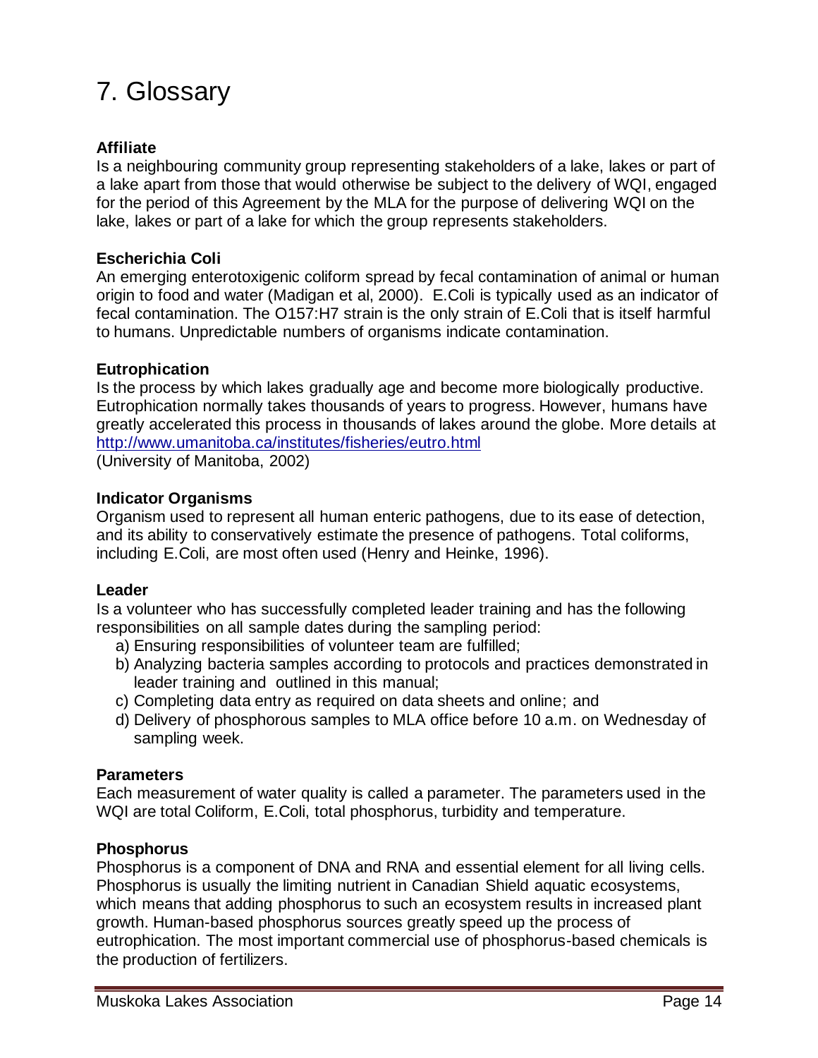# 7. Glossary

**Affiliate**
Is a neighbouring community group representing stakeholders of a lake, lakes or part of a lake apart from those that would otherwise be subject to the delivery of WQI, engaged for the period of this Agreement by the MLA for the purpose of delivering WQI on the lake, lakes or part of a lake for which the group represents stakeholders.

**Escherichia Coli**
An emerging enterotoxigenic coliform spread by fecal contamination of animal or human origin to food and water (Madigan et al, 2000). E.Coli is typically used as an indicator of fecal contamination. The O157:H7 strain is the only strain of E.Coli that is itself harmful to humans. Unpredictable numbers of organisms indicate contamination.

**Eutrophication**
Is the process by which lakes gradually age and become more biologically productive. Eutrophication normally takes thousands of years to progress. However, humans have greatly accelerated this process in thousands of lakes around the globe. More details at [http://www.umanitoba.ca/institutes/fisheries/eutro.html](http://www.umanitoba.ca/institutes/fisheries/eutro.html)
(University of Manitoba, 2002)

**Indicator Organisms**
Organism used to represent all human enteric pathogens, due to its ease of detection, and its ability to conservatively estimate the presence of pathogens. Total coliforms, including E.Coli, are most often used (Henry and Heinke, 1996).

**Leader**
Is a volunteer who has successfully completed leader training and has the following responsibilities on all sample dates during the sampling period:

a) Ensuring responsibilities of volunteer team are fulfilled;
b) Analyzing bacteria samples according to protocols and practices demonstrated in leader training and outlined in this manual;
c) Completing data entry as required on data sheets and online; and
d) Delivery of phosphorous samples to MLA office before 10 a.m. on Wednesday of sampling week.

**Parameters**
Each measurement of water quality is called a parameter. The parameters used in the WQI are total Coliform, E.Coli, total phosphorus, turbidity and temperature.

**Phosphorus**
Phosphorus is a component of DNA and RNA and essential element for all living cells. Phosphorus is usually the limiting nutrient in Canadian Shield aquatic ecosystems, which means that adding phosphorus to such an ecosystem results in increased plant growth. Human-based phosphorus sources greatly speed up the process of eutrophication. The most important commercial use of phosphorus-based chemicals is the production of fertilizers.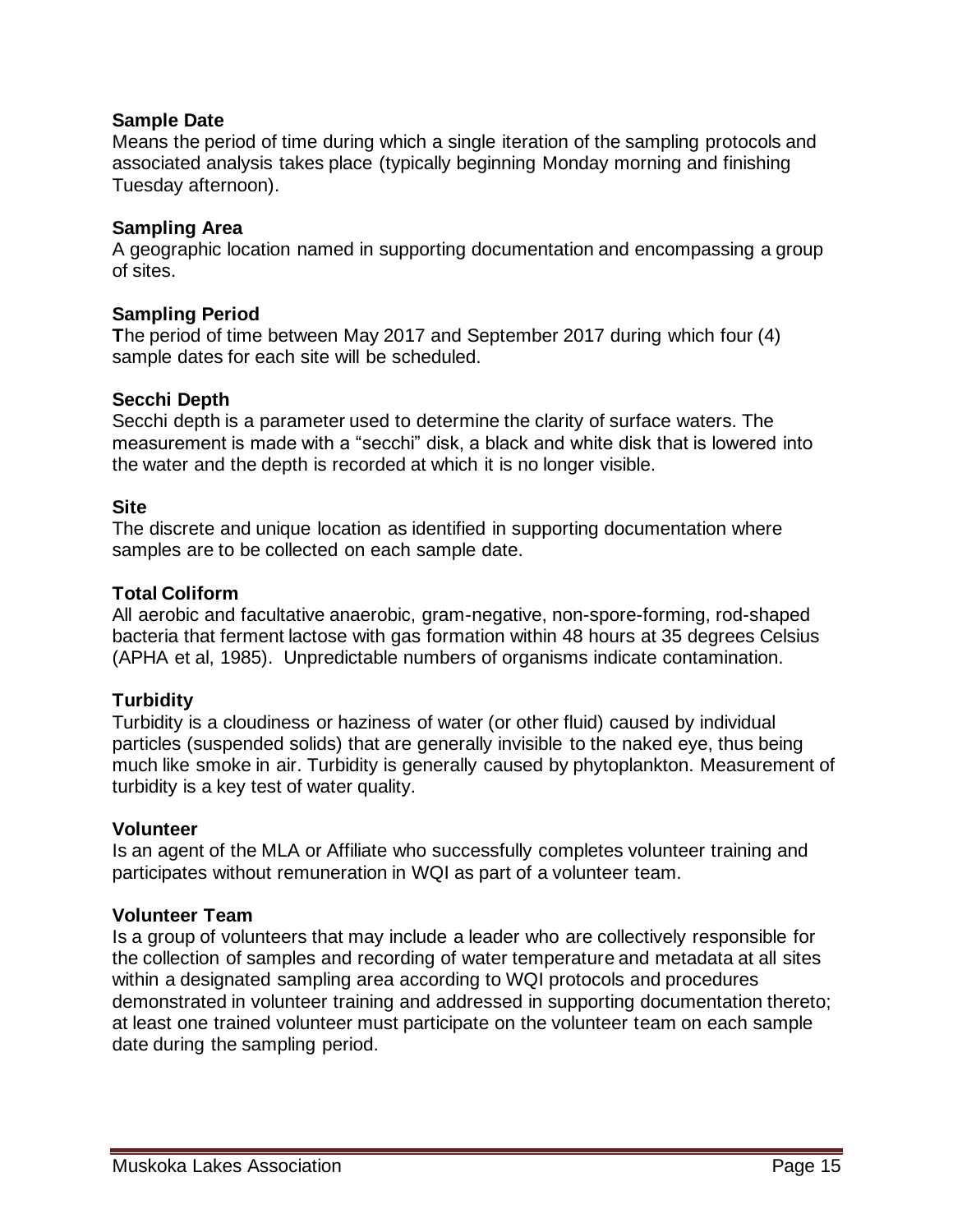**Sample Date**

Means the period of time during which a single iteration of the sampling protocols and associated analysis takes place (typically beginning Monday morning and finishing Tuesday afternoon).

**Sampling Area**

A geographic location named in supporting documentation and encompassing a group of sites.

**Sampling Period**

**T**he period of time between May 2017 and September 2017 during which four (4) sample dates for each site will be scheduled.

**Secchi Depth**

Secchi depth is a parameter used to determine the clarity of surface waters. The measurement is made with a "secchi" disk, a black and white disk that is lowered into the water and the depth is recorded at which it is no longer visible.

**Site**

The discrete and unique location as identified in supporting documentation where samples are to be collected on each sample date.

**Total Coliform**

All aerobic and facultative anaerobic, gram-negative, non-spore-forming, rod-shaped bacteria that ferment lactose with gas formation within 48 hours at 35 degrees Celsius (APHA et al, 1985). Unpredictable numbers of organisms indicate contamination.

**Turbidity**

Turbidity is a cloudiness or haziness of water (or other fluid) caused by individual particles (suspended solids) that are generally invisible to the naked eye, thus being much like smoke in air. Turbidity is generally caused by phytoplankton. Measurement of turbidity is a key test of water quality.

**Volunteer**

Is an agent of the MLA or Affiliate who successfully completes volunteer training and participates without remuneration in WQI as part of a volunteer team.

**Volunteer Team**

Is a group of volunteers that may include a leader who are collectively responsible for the collection of samples and recording of water temperature and metadata at all sites within a designated sampling area according to WQI protocols and procedures demonstrated in volunteer training and addressed in supporting documentation thereto; at least one trained volunteer must participate on the volunteer team on each sample date during the sampling period.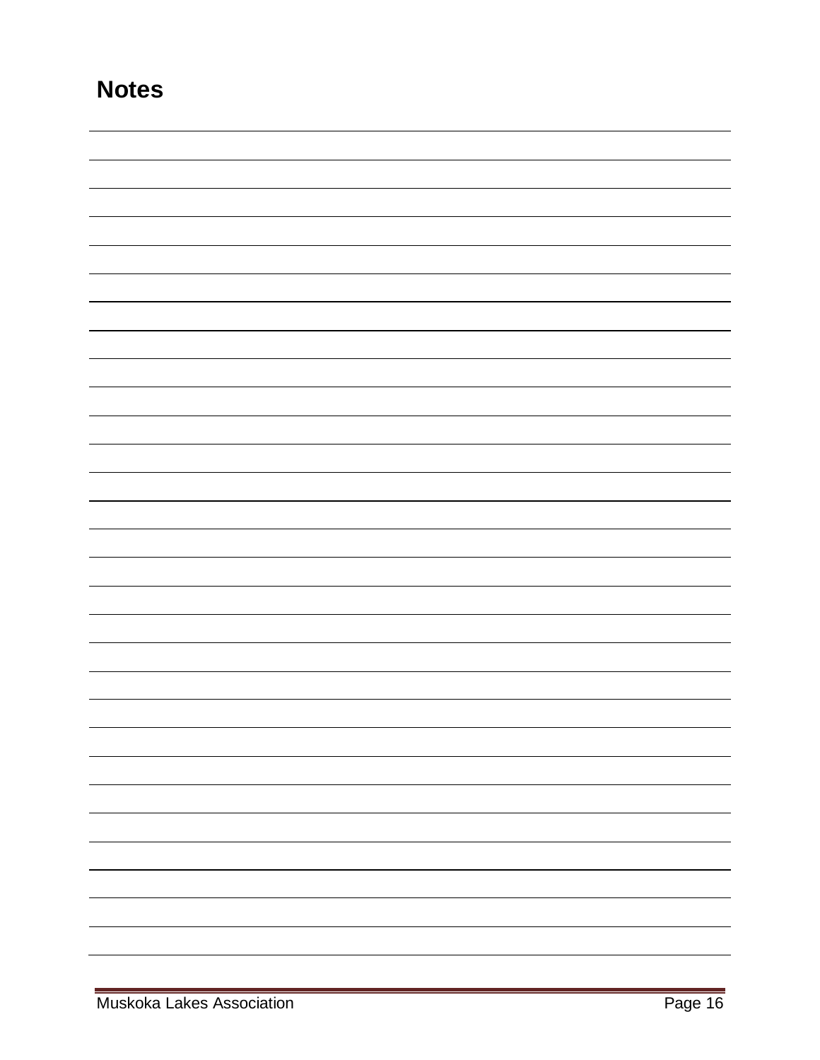## Notes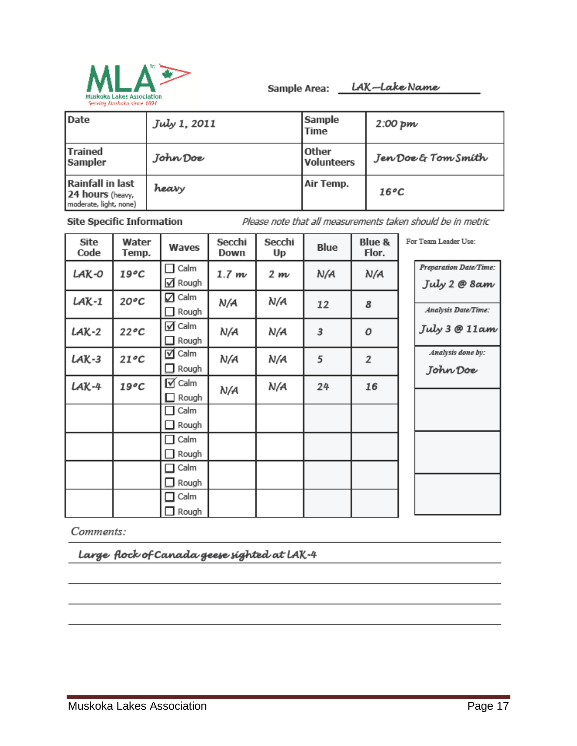MLA Muskoka Lakes Association

Serving Muskoka since 1894

Sample Area: LAK—Lake Name

| | | | |
|---|---|---|---|
| Date | July 1, 2011 | Sample Time | 2:00 pm |
| Trained Sampler | John Doe | Other Volunteers | Jen Doe & Tom Smith |
| Rainfall in last 24 hours (heavy, moderate, light, none) | heavy | Air Temp. | 16°C |

**Site Specific Information** *Please note that all measurements taken should be in metric*

| Site Code | Water Temp. | Waves | Secchi Down | Secchi Up | Blue | Blue & Flor. |
|---|---|---|---|---|---|---|
| LAK-0 | 19°C | ☐ Calm ☑ Rough | 1.7 m | 2 m | N/A | N/A |
| LAK-1 | 20°C | ☑ Calm ☐ Rough | N/A | N/A | 12 | 8 |
| LAK-2 | 22°C | ☑ Calm ☐ Rough | N/A | N/A | 3 | 0 |
| LAK-3 | 21°C | ☑ Calm ☐ Rough | N/A | N/A | 5 | 2 |
| LAK-4 | 19°C | ☑ Calm ☐ Rough | N/A | N/A | 24 | 16 |
| | | ☐ Calm ☐ Rough | | | | |
| | | ☐ Calm ☐ Rough | | | | |
| | | ☐ Calm ☐ Rough | | | | |
| | | ☐ Calm ☐ Rough | | | | |

For Team Leader Use:

| |
|---|
| *Preparation Date/Time:* July 2 @ 8am |
| *Analysis Date/Time:* July 3 @ 11am |
| *Analysis done by:* John Doe |
| |
| |
| |

*Comments:*

Large flock of Canada geese sighted at LAK-4